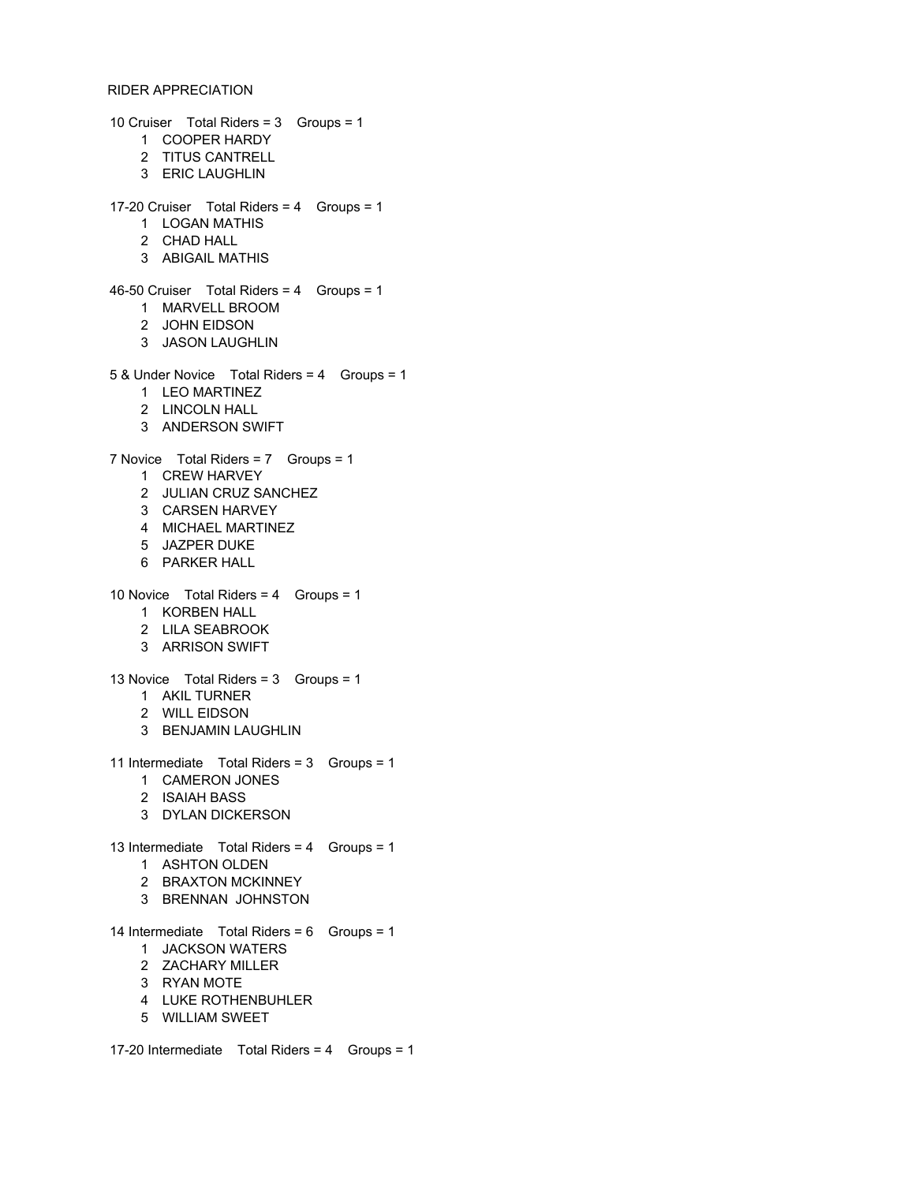RIDER APPRECIATION

10 Cruiser    Total Riders = 3    Groups = 1

1 COOPER HARDY
2 TITUS CANTRELL
3 ERIC LAUGHLIN

17-20 Cruiser    Total Riders = 4    Groups = 1

1 LOGAN MATHIS
2 CHAD HALL
3 ABIGAIL MATHIS

46-50 Cruiser    Total Riders = 4    Groups = 1

1 MARVELL BROOM
2 JOHN EIDSON
3 JASON LAUGHLIN

5 & Under Novice    Total Riders = 4    Groups = 1

1 LEO MARTINEZ
2 LINCOLN HALL
3 ANDERSON SWIFT

7 Novice    Total Riders = 7    Groups = 1

1 CREW HARVEY
2 JULIAN CRUZ SANCHEZ
3 CARSEN HARVEY
4 MICHAEL MARTINEZ
5 JAZPER DUKE
6 PARKER HALL

10 Novice    Total Riders = 4    Groups = 1

1 KORBEN HALL
2 LILA SEABROOK
3 ARRISON SWIFT

13 Novice    Total Riders = 3    Groups = 1

1 AKIL TURNER
2 WILL EIDSON
3 BENJAMIN LAUGHLIN

11 Intermediate    Total Riders = 3    Groups = 1

1 CAMERON JONES
2 ISAIAH BASS
3 DYLAN DICKERSON

13 Intermediate    Total Riders = 4    Groups = 1

1 ASHTON OLDEN
2 BRAXTON MCKINNEY
3 BRENNAN  JOHNSTON

14 Intermediate    Total Riders = 6    Groups = 1

1 JACKSON WATERS
2 ZACHARY MILLER
3 RYAN MOTE
4 LUKE ROTHENBUHLER
5 WILLIAM SWEET

17-20 Intermediate    Total Riders = 4    Groups = 1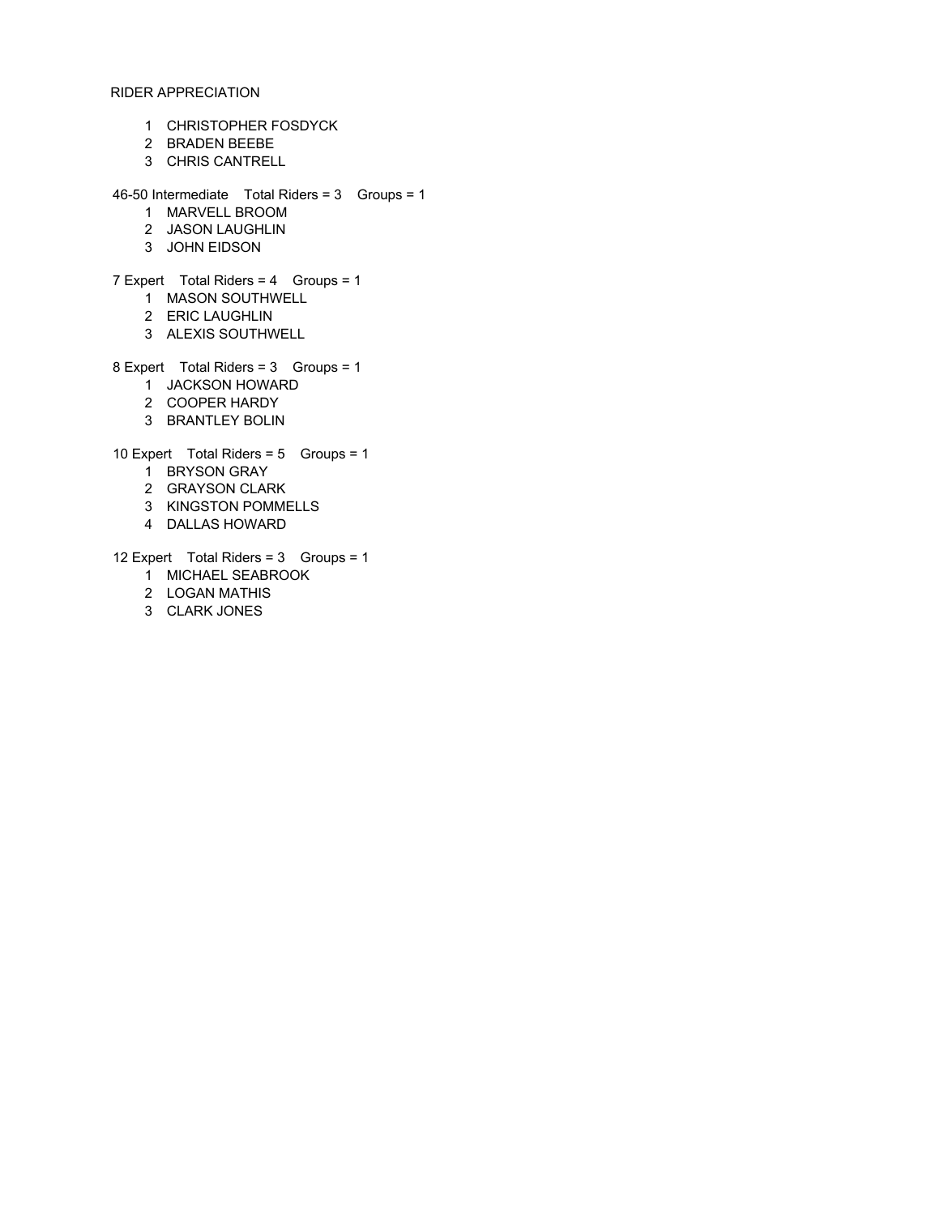RIDER APPRECIATION

1. CHRISTOPHER FOSDYCK
2. BRADEN BEEBE
3. CHRIS CANTRELL

46-50 Intermediate    Total Riders = 3    Groups = 1

1. MARVELL BROOM
2. JASON LAUGHLIN
3. JOHN EIDSON

7 Expert    Total Riders = 4    Groups = 1

1. MASON SOUTHWELL
2. ERIC LAUGHLIN
3. ALEXIS SOUTHWELL

8 Expert    Total Riders = 3    Groups = 1

1. JACKSON HOWARD
2. COOPER HARDY
3. BRANTLEY BOLIN

10 Expert    Total Riders = 5    Groups = 1

1. BRYSON GRAY
2. GRAYSON CLARK
3. KINGSTON POMMELLS
4. DALLAS HOWARD

12 Expert    Total Riders = 3    Groups = 1

1. MICHAEL SEABROOK
2. LOGAN MATHIS
3. CLARK JONES